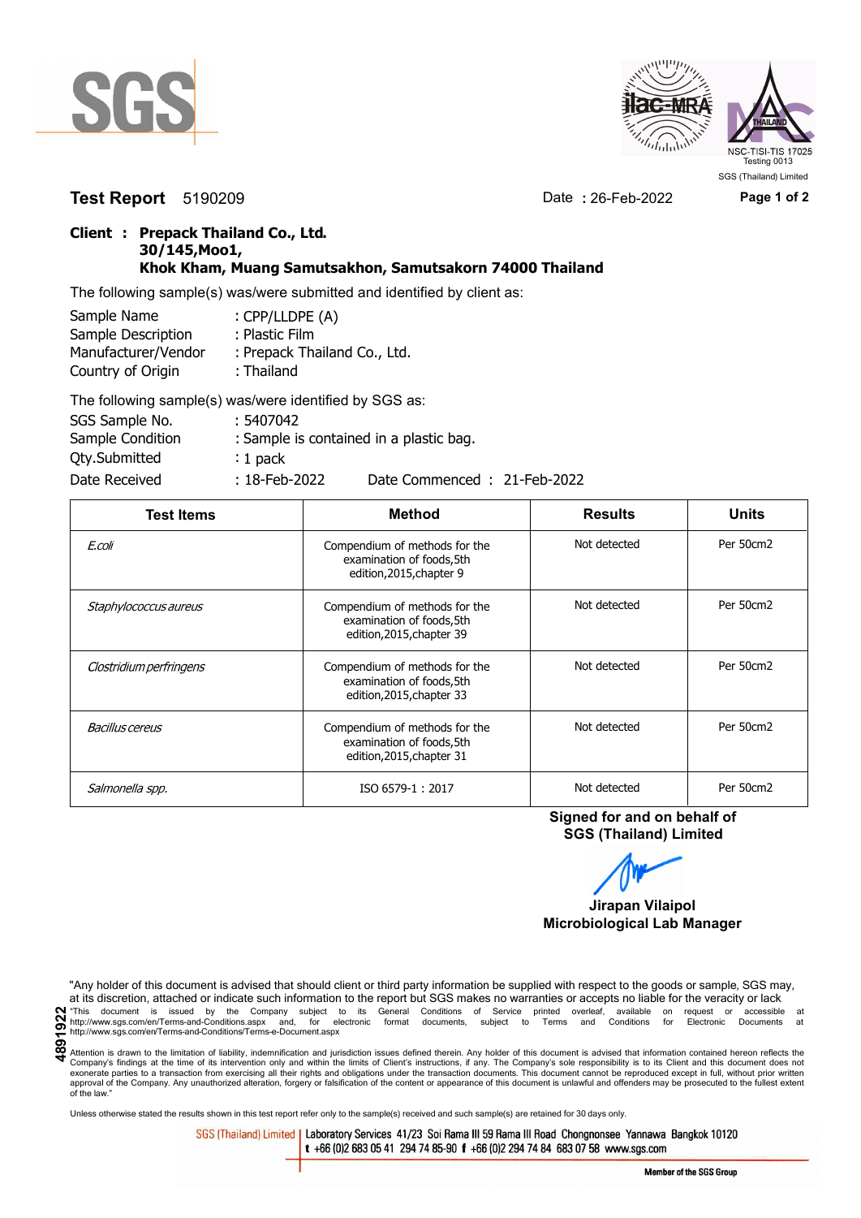SGS

NSC-TISI-TIS 17025
Testing 0013
SGS (Thailand) Limited

**Test Report** 5190209 Date : 26-Feb-2022

**Client : Prepack Thailand Co., Ltd.**
**30/145,Moo1,**
**Khok Kham, Muang Samutsakhon, Samutsakorn 74000 Thailand**

The following sample(s) was/were submitted and identified by client as:

Sample Name : CPP/LLDPE (A)
Sample Description : Plastic Film
Manufacturer/Vendor : Prepack Thailand Co., Ltd.
Country of Origin : Thailand

The following sample(s) was/were identified by SGS as:

SGS Sample No. : 5407042
Sample Condition : Sample is contained in a plastic bag.
Qty.Submitted : 1 pack
Date Received : 18-Feb-2022 Date Commenced : 21-Feb-2022

| Test Items | Method | Results | Units |
|---|---|---|---|
| *E.coli* | Compendium of methods for the examination of foods,5th edition,2015,chapter 9 | Not detected | Per 50cm2 |
| *Staphylococcus aureus* | Compendium of methods for the examination of foods,5th edition,2015,chapter 39 | Not detected | Per 50cm2 |
| *Clostridium perfringens* | Compendium of methods for the examination of foods,5th edition,2015,chapter 33 | Not detected | Per 50cm2 |
| *Bacillus cereus* | Compendium of methods for the examination of foods,5th edition,2015,chapter 31 | Not detected | Per 50cm2 |
| *Salmonella spp.* | ISO 6579-1 : 2017 | Not detected | Per 50cm2 |

**Signed for and on behalf of**
**SGS (Thailand) Limited**

**Jirapan Vilaipol**
**Microbiological Lab Manager**

"Any holder of this document is advised that should client or third party information be supplied with respect to the goods or sample, SGS may, at its discretion, attached or indicate such information to the report but SGS makes no warranties or accepts no liable for the veracity or lack

"This document is issued by the Company subject to its General Conditions of Service printed overleaf, available on request or accessible at http://www.sgs.com/en/Terms-and-Conditions.aspx and, for electronic format documents, subject to Terms and Conditions for Electronic Documents at http://www.sgs.com/en/Terms-and-Conditions/Terms-e-Document.aspx

4891922

Attention is drawn to the limitation of liability, indemnification and jurisdiction issues defined therein. Any holder of this document is advised that information contained hereon reflects the Company's findings at the time of its intervention only and within the limits of Client's instructions, if any. The Company's sole responsibility is to its Client and this document does not exonerate parties to a transaction from exercising all their rights and obligations under the transaction documents. This document cannot be reproduced except in full, without prior written approval of the Company. Any unauthorized alteration, forgery or falsification of the content or appearance of this document is unlawful and offenders may be prosecuted to the fullest extent of the law."

Unless otherwise stated the results shown in this test report refer only to the sample(s) received and such sample(s) are retained for 30 days only.

SGS (Thailand) Limited | Laboratory Services 41/23 Soi Rama III 59 Rama III Road Chongnonsee Yannawa Bangkok 10120
t +66 (0)2 683 05 41 294 74 85-90 f +66 (0)2 294 74 84 683 07 58 www.sgs.com

Member of the SGS Group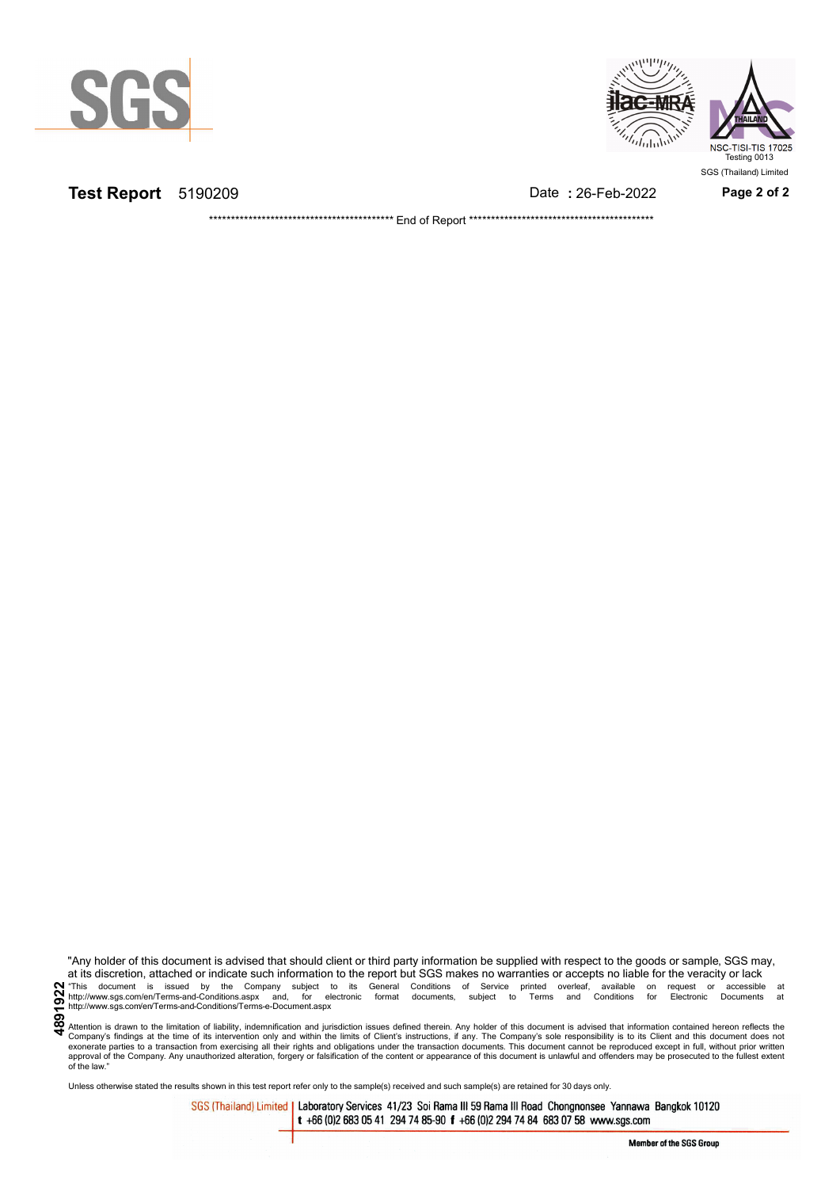**Test Report** 5190209 Date : 26-Feb-2022

******************************************** End of Report ********************************************

"Any holder of this document is advised that should client or third party information be supplied with respect to the goods or sample, SGS may, at its discretion, attached or indicate such information to the report but SGS makes no warranties or accepts no liable for the veracity or lack

"This document is issued by the Company subject to its General Conditions of Service printed overleaf, available on request or accessible at http://www.sgs.com/en/Terms-and-Conditions.aspx and, for electronic format documents, subject to Terms and Conditions for Electronic Documents at http://www.sgs.com/en/Terms-and-Conditions/Terms-e-Document.aspx

Attention is drawn to the limitation of liability, indemnification and jurisdiction issues defined therein. Any holder of this document is advised that information contained hereon reflects the Company's findings at the time of its intervention only and within the limits of Client's instructions, if any. The Company's sole responsibility is to its Client and this document does not exonerate parties to a transaction from exercising all their rights and obligations under the transaction documents. This document cannot be reproduced except in full, without prior written approval of the Company. Any unauthorized alteration, forgery or falsification of the content or appearance of this document is unlawful and offenders may be prosecuted to the fullest extent of the law."

Unless otherwise stated the results shown in this test report refer only to the sample(s) received and such sample(s) are retained for 30 days only.

4891922

SGS (Thailand) Limited | Laboratory Services 41/23 Soi Rama III 59 Rama III Road Chongnonsee Yannawa Bangkok 10120
t +66 (0)2 683 05 41 294 74 85-90 f +66 (0)2 294 74 84 683 07 58 www.sgs.com

Member of the SGS Group